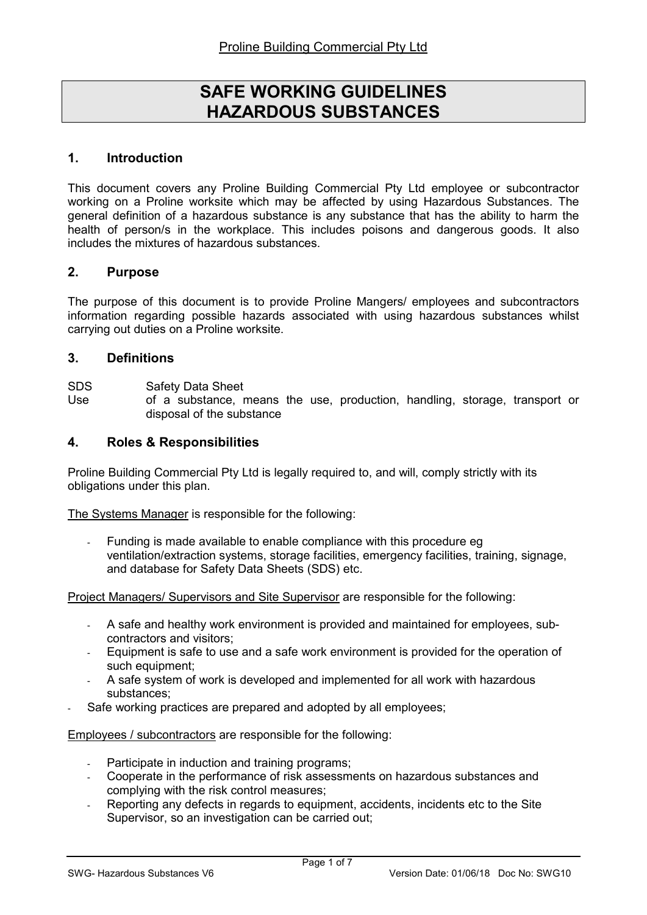Proline Building Commercial Pty Ltd

# SAFE WORKING GUIDELINES
# HAZARDOUS SUBSTANCES

## 1. Introduction

This document covers any Proline Building Commercial Pty Ltd employee or subcontractor working on a Proline worksite which may be affected by using Hazardous Substances. The general definition of a hazardous substance is any substance that has the ability to harm the health of person/s in the workplace. This includes poisons and dangerous goods. It also includes the mixtures of hazardous substances.

## 2. Purpose

The purpose of this document is to provide Proline Mangers/ employees and subcontractors information regarding possible hazards associated with using hazardous substances whilst carrying out duties on a Proline worksite.

## 3. Definitions

| | |
|---|---|
| SDS | Safety Data Sheet |
| Use | of a substance, means the use, production, handling, storage, transport or disposal of the substance |

## 4. Roles & Responsibilities

Proline Building Commercial Pty Ltd is legally required to, and will, comply strictly with its obligations under this plan.

The Systems Manager is responsible for the following:

- Funding is made available to enable compliance with this procedure eg ventilation/extraction systems, storage facilities, emergency facilities, training, signage, and database for Safety Data Sheets (SDS) etc.

Project Managers/ Supervisors and Site Supervisor are responsible for the following:

- A safe and healthy work environment is provided and maintained for employees, sub-contractors and visitors;
- Equipment is safe to use and a safe work environment is provided for the operation of such equipment;
- A safe system of work is developed and implemented for all work with hazardous substances;
- Safe working practices are prepared and adopted by all employees;

Employees / subcontractors are responsible for the following:

- Participate in induction and training programs;
- Cooperate in the performance of risk assessments on hazardous substances and complying with the risk control measures;
- Reporting any defects in regards to equipment, accidents, incidents etc to the Site Supervisor, so an investigation can be carried out;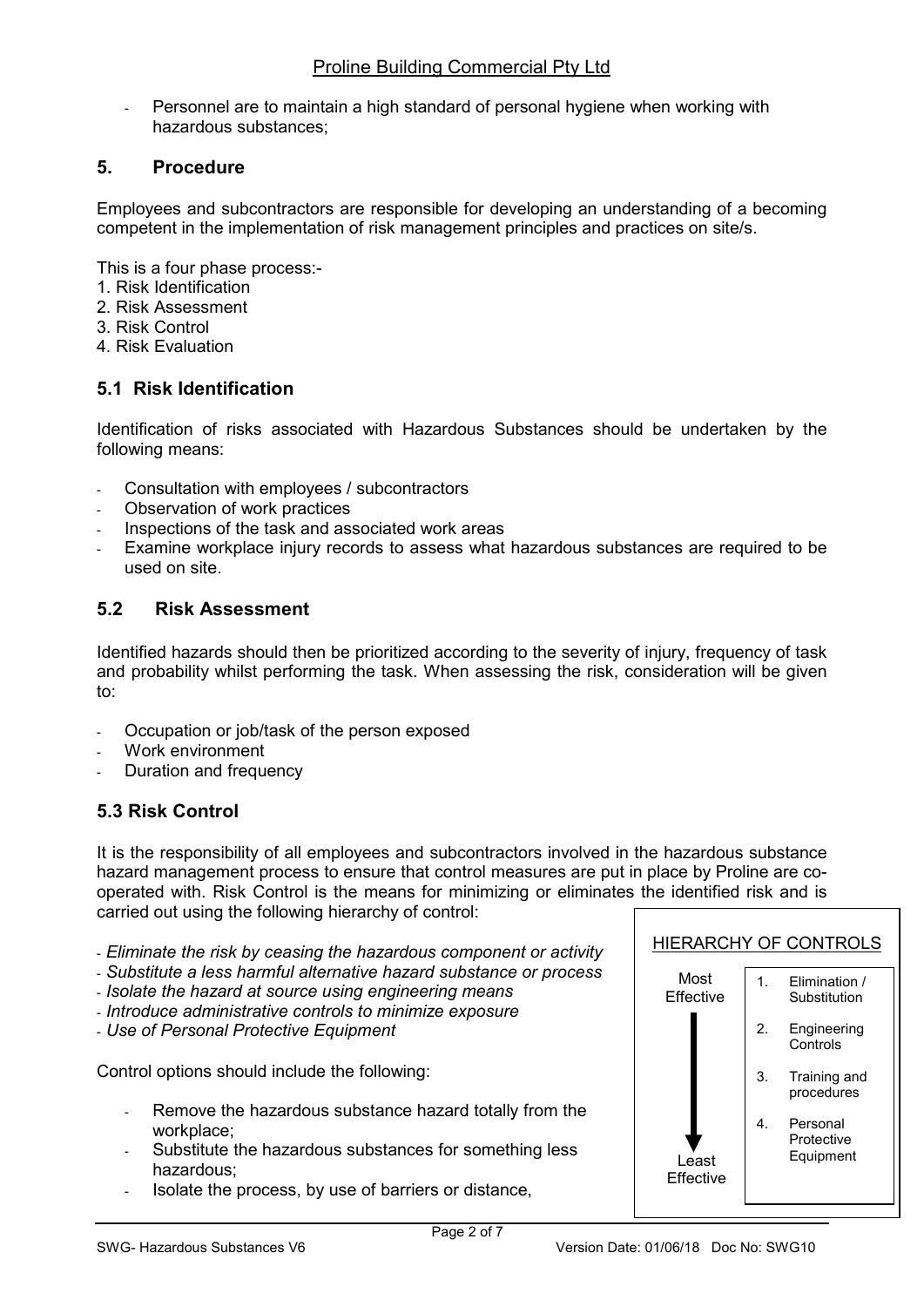- Personnel are to maintain a high standard of personal hygiene when working with hazardous substances;

## 5. Procedure

Employees and subcontractors are responsible for developing an understanding of a becoming competent in the implementation of risk management principles and practices on site/s.

This is a four phase process:-

1. Risk Identification
2. Risk Assessment
3. Risk Control
4. Risk Evaluation

### 5.1 Risk Identification

Identification of risks associated with Hazardous Substances should be undertaken by the following means:

- Consultation with employees / subcontractors
- Observation of work practices
- Inspections of the task and associated work areas
- Examine workplace injury records to assess what hazardous substances are required to be used on site.

### 5.2 Risk Assessment

Identified hazards should then be prioritized according to the severity of injury, frequency of task and probability whilst performing the task. When assessing the risk, consideration will be given to:

- Occupation or job/task of the person exposed
- Work environment
- Duration and frequency

### 5.3 Risk Control

It is the responsibility of all employees and subcontractors involved in the hazardous substance hazard management process to ensure that control measures are put in place by Proline are co-operated with. Risk Control is the means for minimizing or eliminates the identified risk and is carried out using the following hierarchy of control:

- *Eliminate the risk by ceasing the hazardous component or activity*
- *Substitute a less harmful alternative hazard substance or process*
- *Isolate the hazard at source using engineering means*
- *Introduce administrative controls to minimize exposure*
- *Use of Personal Protective Equipment*

**HIERARCHY OF CONTROLS**

| Most Effective → Least Effective | |
|---|---|
| 1. | Elimination / Substitution |
| 2. | Engineering Controls |
| 3. | Training and procedures |
| 4. | Personal Protective Equipment |

Control options should include the following:

- Remove the hazardous substance hazard totally from the workplace;
- Substitute the hazardous substances for something less hazardous;
- Isolate the process, by use of barriers or distance,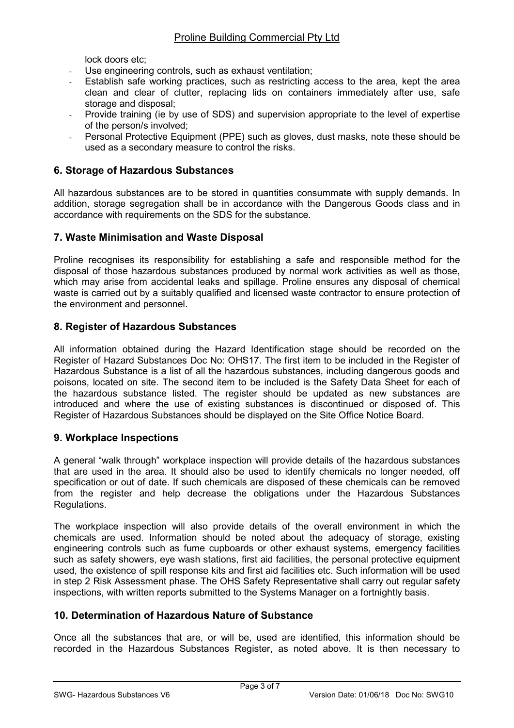lock doors etc;

- Use engineering controls, such as exhaust ventilation;
- Establish safe working practices, such as restricting access to the area, kept the area clean and clear of clutter, replacing lids on containers immediately after use, safe storage and disposal;
- Provide training (ie by use of SDS) and supervision appropriate to the level of expertise of the person/s involved;
- Personal Protective Equipment (PPE) such as gloves, dust masks, note these should be used as a secondary measure to control the risks.

## 6. Storage of Hazardous Substances

All hazardous substances are to be stored in quantities consummate with supply demands. In addition, storage segregation shall be in accordance with the Dangerous Goods class and in accordance with requirements on the SDS for the substance.

## 7. Waste Minimisation and Waste Disposal

Proline recognises its responsibility for establishing a safe and responsible method for the disposal of those hazardous substances produced by normal work activities as well as those, which may arise from accidental leaks and spillage. Proline ensures any disposal of chemical waste is carried out by a suitably qualified and licensed waste contractor to ensure protection of the environment and personnel.

## 8. Register of Hazardous Substances

All information obtained during the Hazard Identification stage should be recorded on the Register of Hazard Substances Doc No: OHS17. The first item to be included in the Register of Hazardous Substance is a list of all the hazardous substances, including dangerous goods and poisons, located on site. The second item to be included is the Safety Data Sheet for each of the hazardous substance listed. The register should be updated as new substances are introduced and where the use of existing substances is discontinued or disposed of. This Register of Hazardous Substances should be displayed on the Site Office Notice Board.

## 9. Workplace Inspections

A general "walk through" workplace inspection will provide details of the hazardous substances that are used in the area. It should also be used to identify chemicals no longer needed, off specification or out of date. If such chemicals are disposed of these chemicals can be removed from the register and help decrease the obligations under the Hazardous Substances Regulations.

The workplace inspection will also provide details of the overall environment in which the chemicals are used. Information should be noted about the adequacy of storage, existing engineering controls such as fume cupboards or other exhaust systems, emergency facilities such as safety showers, eye wash stations, first aid facilities, the personal protective equipment used, the existence of spill response kits and first aid facilities etc. Such information will be used in step 2 Risk Assessment phase. The OHS Safety Representative shall carry out regular safety inspections, with written reports submitted to the Systems Manager on a fortnightly basis.

## 10. Determination of Hazardous Nature of Substance

Once all the substances that are, or will be, used are identified, this information should be recorded in the Hazardous Substances Register, as noted above. It is then necessary to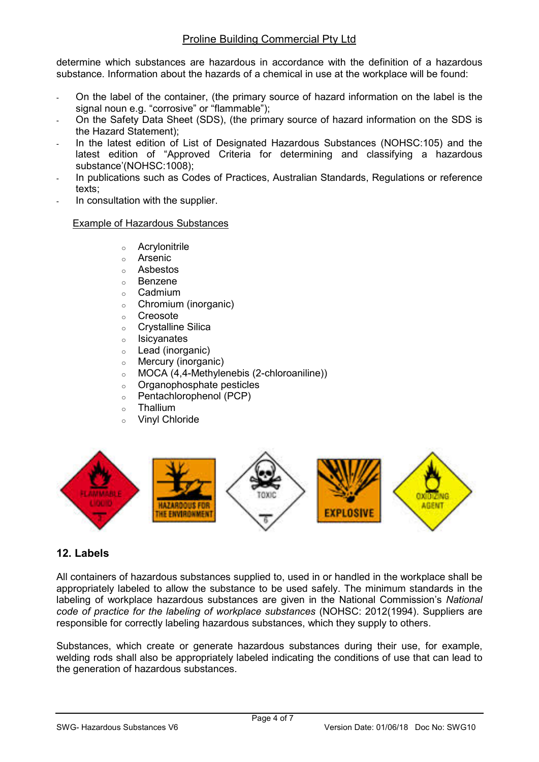determine which substances are hazardous in accordance with the definition of a hazardous substance. Information about the hazards of a chemical in use at the workplace will be found:

- On the label of the container, (the primary source of hazard information on the label is the signal noun e.g. "corrosive" or "flammable");
- On the Safety Data Sheet (SDS), (the primary source of hazard information on the SDS is the Hazard Statement);
- In the latest edition of List of Designated Hazardous Substances (NOHSC:105) and the latest edition of "Approved Criteria for determining and classifying a hazardous substance'(NOHSC:1008);
- In publications such as Codes of Practices, Australian Standards, Regulations or reference texts;
- In consultation with the supplier.

Example of Hazardous Substances

- Acrylonitrile
- Arsenic
- Asbestos
- Benzene
- Cadmium
- Chromium (inorganic)
- Creosote
- Crystalline Silica
- Isicyanates
- Lead (inorganic)
- Mercury (inorganic)
- MOCA (4,4-Methylenebis (2-chloroaniline))
- Organophosphate pesticides
- Pentachlorophenol (PCP)
- Thallium
- Vinyl Chloride

## 12. Labels

All containers of hazardous substances supplied to, used in or handled in the workplace shall be appropriately labeled to allow the substance to be used safely. The minimum standards in the labeling of workplace hazardous substances are given in the National Commission's *National code of practice for the labeling of workplace substances* (NOHSC: 2012(1994). Suppliers are responsible for correctly labeling hazardous substances, which they supply to others.

Substances, which create or generate hazardous substances during their use, for example, welding rods shall also be appropriately labeled indicating the conditions of use that can lead to the generation of hazardous substances.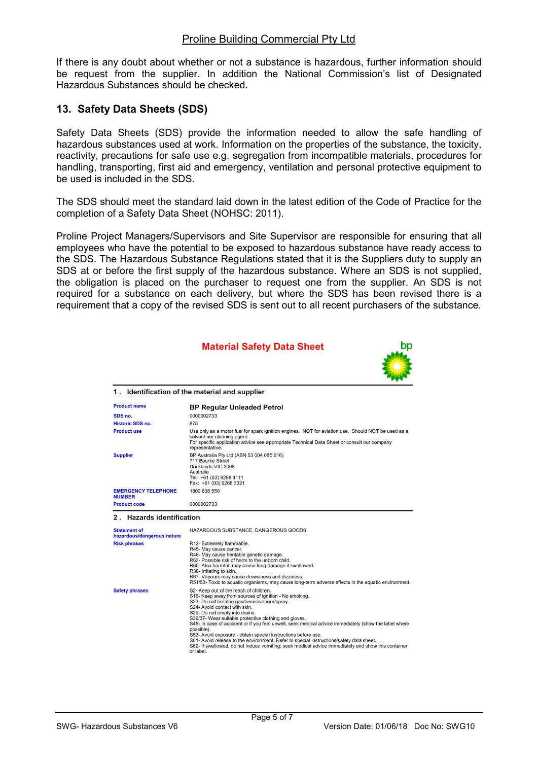If there is any doubt about whether or not a substance is hazardous, further information should be request from the supplier. In addition the National Commission's list of Designated Hazardous Substances should be checked.

## 13. Safety Data Sheets (SDS)

Safety Data Sheets (SDS) provide the information needed to allow the safe handling of hazardous substances used at work. Information on the properties of the substance, the toxicity, reactivity, precautions for safe use e.g. segregation from incompatible materials, procedures for handling, transporting, first aid and emergency, ventilation and personal protective equipment to be used is included in the SDS.

The SDS should meet the standard laid down in the latest edition of the Code of Practice for the completion of a Safety Data Sheet (NOHSC: 2011).

Proline Project Managers/Supervisors and Site Supervisor are responsible for ensuring that all employees who have the potential to be exposed to hazardous substance have ready access to the SDS. The Hazardous Substance Regulations stated that it is the Suppliers duty to supply an SDS at or before the first supply of the hazardous substance. Where an SDS is not supplied, the obligation is placed on the purchaser to request one from the supplier. An SDS is not required for a substance on each delivery, but where the SDS has been revised there is a requirement that a copy of the revised SDS is sent out to all recent purchasers of the substance.

**Material Safety Data Sheet**

bp

**1 . Identification of the material and supplier**

| | |
|---|---|
| **Product name** | **BP Regular Unleaded Petrol** |
| **SDS no.** | 0000002733 |
| **Historic SDS no.** | 875 |
| **Product use** | Use only as a motor fuel for spark ignition engines. NOT for aviation use. Should NOT be used as a solvent nor cleaning agent.<br>For specific application advice see appropriate Technical Data Sheet or consult our company representative. |
| **Supplier** | BP Australia Pty Ltd (ABN 53 004 085 616)<br>717 Bourke Street<br>Docklands VIC 3008<br>Australia<br>Tel: +61 (03) 9268 4111<br>Fax: +61 (03) 9268 3321 |
| **EMERGENCY TELEPHONE NUMBER** | 1800 638 556 |
| **Product code** | 0000002733 |

**2 . Hazards identification**

| | |
|---|---|
| **Statement of hazardous/dangerous nature** | HAZARDOUS SUBSTANCE. DANGEROUS GOODS. |
| **Risk phrases** | R12- Extremely flammable.<br>R45- May cause cancer.<br>R46- May cause heritable genetic damage.<br>R63- Possible risk of harm to the unborn child.<br>R65- Also harmful: may cause lung damage if swallowed.<br>R38- Irritating to skin.<br>R67- Vapours may cause drowsiness and dizziness.<br>R51/53- Toxic to aquatic organisms, may cause long-term adverse effects in the aquatic environment. |
| **Safety phrases** | S2- Keep out of the reach of children.<br>S16- Keep away from sources of ignition - No smoking.<br>S23- Do not breathe gas/fumes/vapour/spray.<br>S24- Avoid contact with skin.<br>S29- Do not empty into drains.<br>S36/37- Wear suitable protective clothing and gloves.<br>S45- In case of accident or if you feel unwell, seek medical advice immediately (show the label where possible).<br>S53- Avoid exposure - obtain special instructions before use.<br>S61- Avoid release to the environment. Refer to special instructions/safety data sheet.<br>S62- If swallowed, do not induce vomiting: seek medical advice immediately and show this container or label. |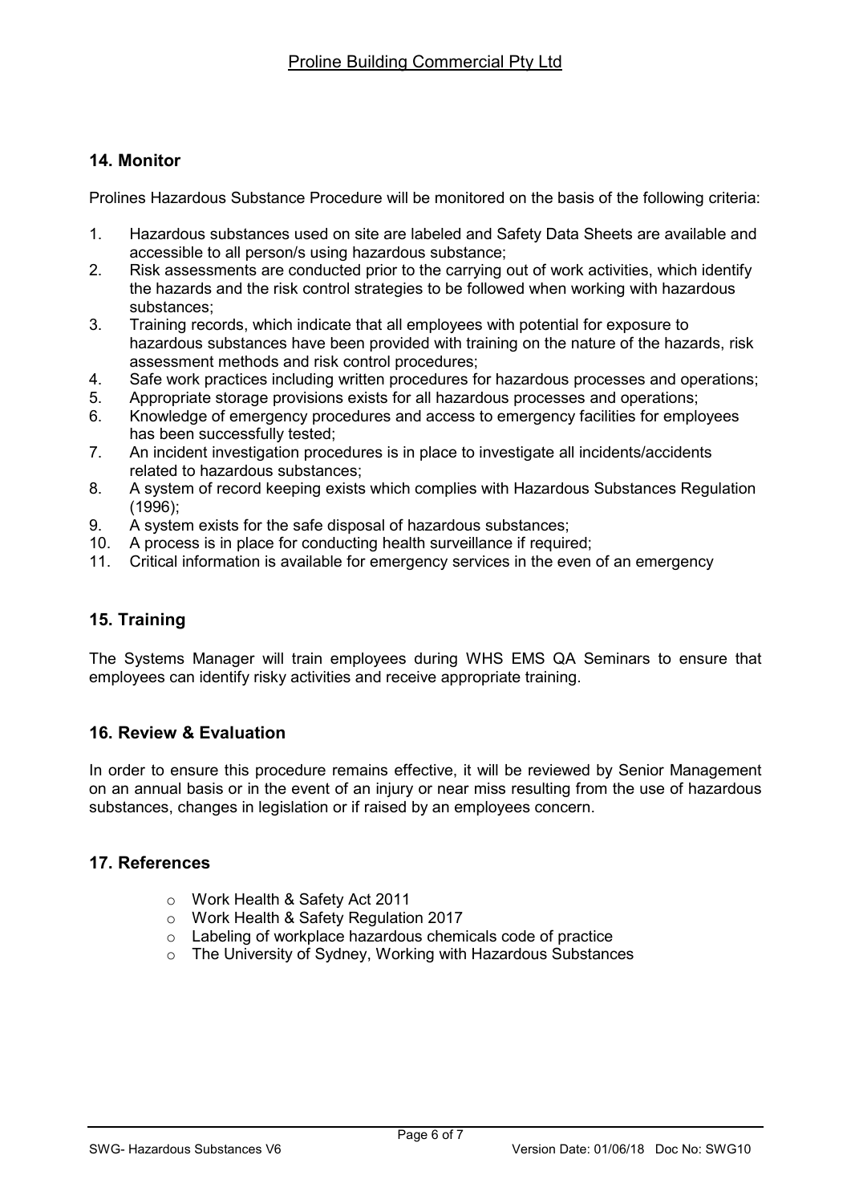## 14. Monitor

Prolines Hazardous Substance Procedure will be monitored on the basis of the following criteria:

1. Hazardous substances used on site are labeled and Safety Data Sheets are available and accessible to all person/s using hazardous substance;
2. Risk assessments are conducted prior to the carrying out of work activities, which identify the hazards and the risk control strategies to be followed when working with hazardous substances;
3. Training records, which indicate that all employees with potential for exposure to hazardous substances have been provided with training on the nature of the hazards, risk assessment methods and risk control procedures;
4. Safe work practices including written procedures for hazardous processes and operations;
5. Appropriate storage provisions exists for all hazardous processes and operations;
6. Knowledge of emergency procedures and access to emergency facilities for employees has been successfully tested;
7. An incident investigation procedures is in place to investigate all incidents/accidents related to hazardous substances;
8. A system of record keeping exists which complies with Hazardous Substances Regulation (1996);
9. A system exists for the safe disposal of hazardous substances;
10. A process is in place for conducting health surveillance if required;
11. Critical information is available for emergency services in the even of an emergency

## 15. Training

The Systems Manager will train employees during WHS EMS QA Seminars to ensure that employees can identify risky activities and receive appropriate training.

## 16. Review & Evaluation

In order to ensure this procedure remains effective, it will be reviewed by Senior Management on an annual basis or in the event of an injury or near miss resulting from the use of hazardous substances, changes in legislation or if raised by an employees concern.

## 17. References

- Work Health & Safety Act 2011
- Work Health & Safety Regulation 2017
- Labeling of workplace hazardous chemicals code of practice
- The University of Sydney, Working with Hazardous Substances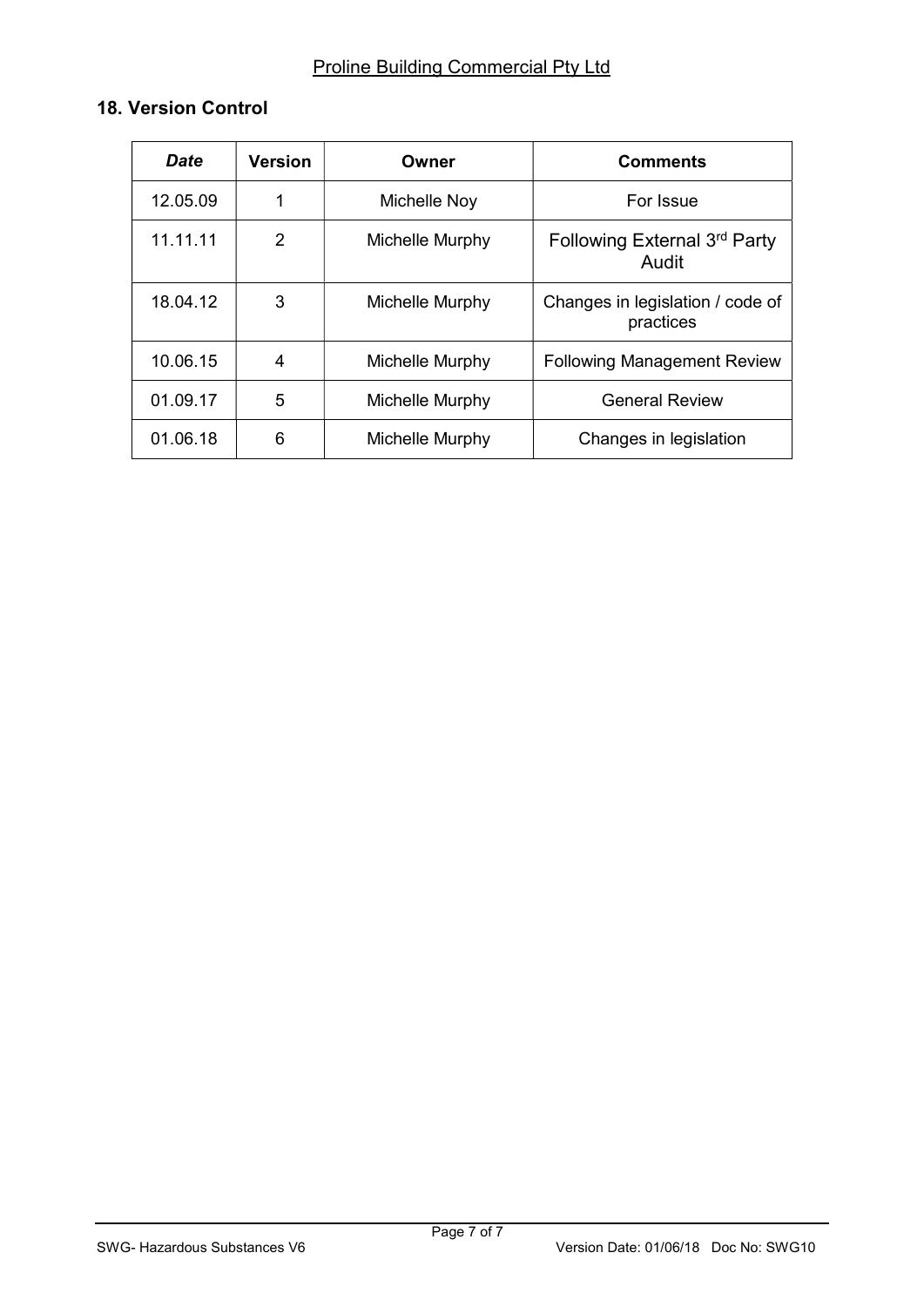## 18. Version Control

| *Date* | Version | Owner | Comments |
|---|---|---|---|
| 12.05.09 | 1 | Michelle Noy | For Issue |
| 11.11.11 | 2 | Michelle Murphy | Following External 3rd Party Audit |
| 18.04.12 | 3 | Michelle Murphy | Changes in legislation / code of practices |
| 10.06.15 | 4 | Michelle Murphy | Following Management Review |
| 01.09.17 | 5 | Michelle Murphy | General Review |
| 01.06.18 | 6 | Michelle Murphy | Changes in legislation |